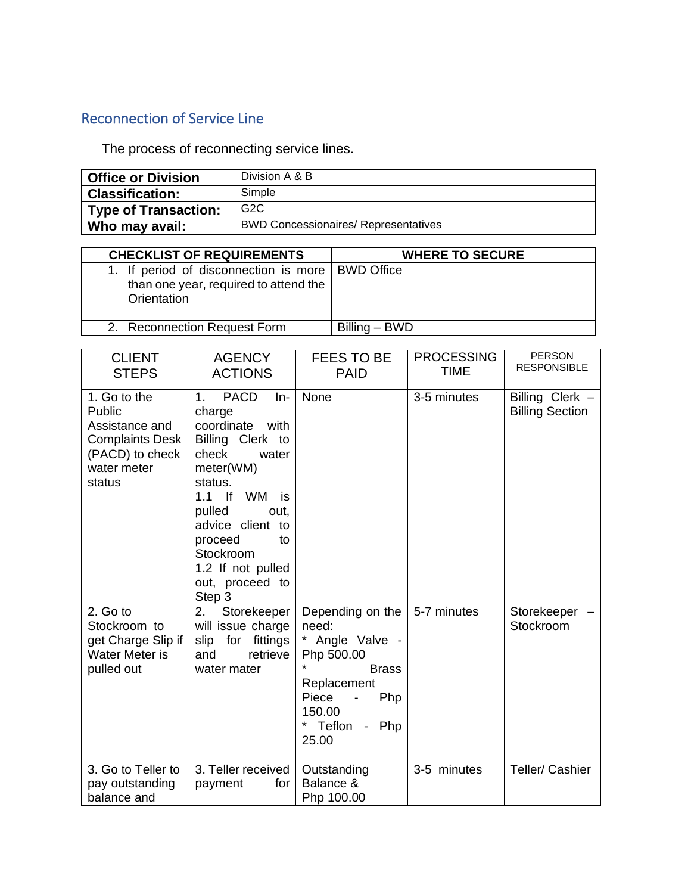## Reconnection of Service Line

The process of reconnecting service lines.

| **Office or Division** | Division A & B |
|---|---|
| **Classification:** | Simple |
| **Type of Transaction:** | G2C |
| **Who may avail:** | BWD Concessionaires/ Representatives |

| **CHECKLIST OF REQUIREMENTS** | **WHERE TO SECURE** |
|---|---|
| 1. If period of disconnection is more than one year, required to attend the Orientation | BWD Office |
| 2. Reconnection Request Form | Billing – BWD |

| CLIENT STEPS | AGENCY ACTIONS | FEES TO BE PAID | PROCESSING TIME | PERSON RESPONSIBLE |
|---|---|---|---|---|
| 1. Go to the Public Assistance and Complaints Desk (PACD) to check water meter status | 1. PACD In-charge coordinate with Billing Clerk to check water meter(WM) status.<br>1.1 If WM is pulled out, advice client to proceed to Stockroom<br>1.2 If not pulled out, proceed to Step 3 | None | 3-5 minutes | Billing Clerk – Billing Section |
| 2. Go to Stockroom to get Charge Slip if Water Meter is pulled out | 2. Storekeeper will issue charge slip for fittings and retrieve water mater | Depending on the need:<br>* Angle Valve - Php 500.00<br>* Brass Replacement Piece - Php 150.00<br>* Teflon - Php 25.00 | 5-7 minutes | Storekeeper – Stockroom |
| 3. Go to Teller to pay outstanding balance and | 3. Teller received payment for | Outstanding Balance & Php 100.00 | 3-5 minutes | Teller/ Cashier |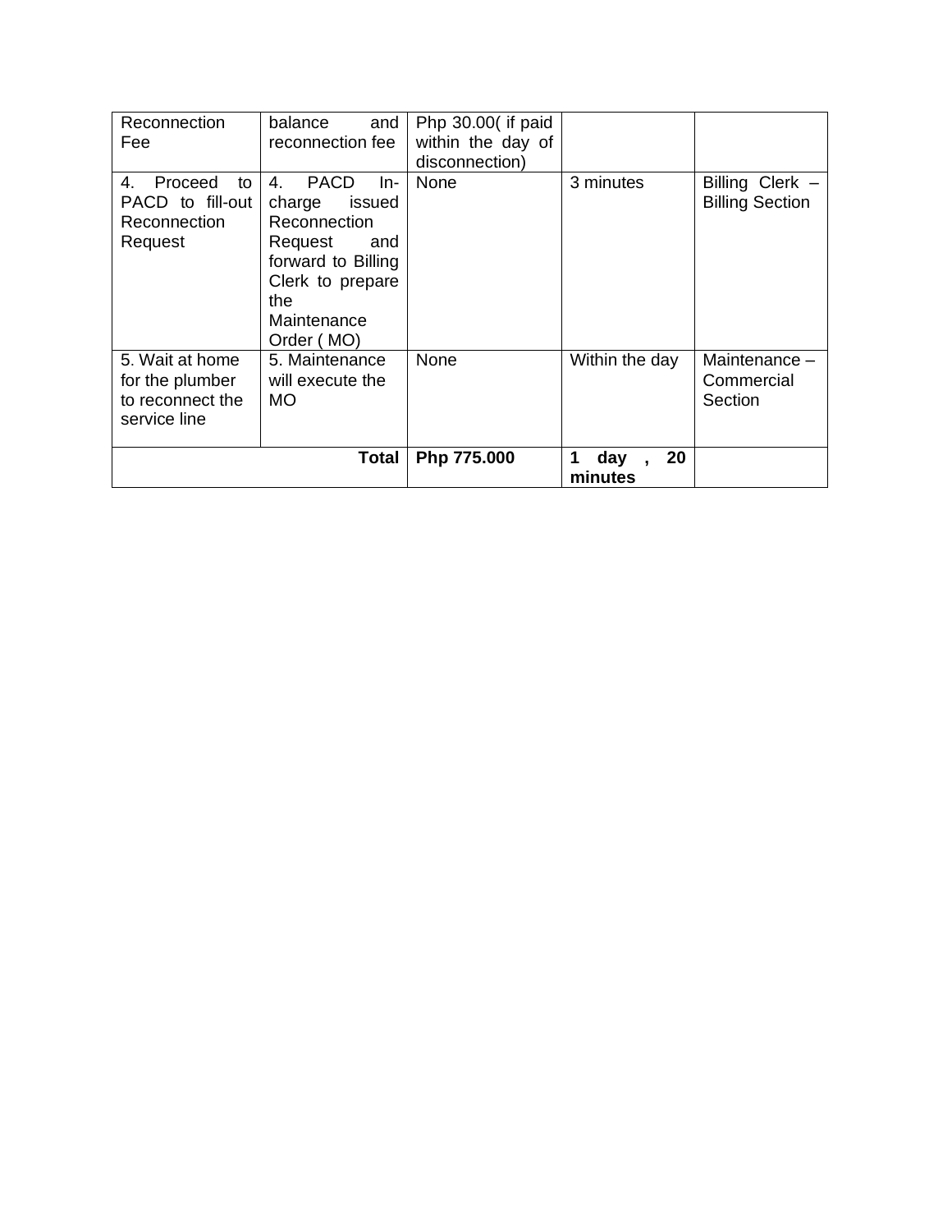| | | | | |
|---|---|---|---|---|
| Reconnection Fee | balance and reconnection fee | Php 30.00( if paid within the day of disconnection) | | |
| 4. Proceed to PACD to fill-out Reconnection Request | 4. PACD In-charge issued Reconnection Request and forward to Billing Clerk to prepare the Maintenance Order ( MO) | None | 3 minutes | Billing Clerk – Billing Section |
| 5. Wait at home for the plumber to reconnect the service line | 5. Maintenance will execute the MO | None | Within the day | Maintenance – Commercial Section |
| | **Total** | **Php 775.000** | **1 day , 20 minutes** | |